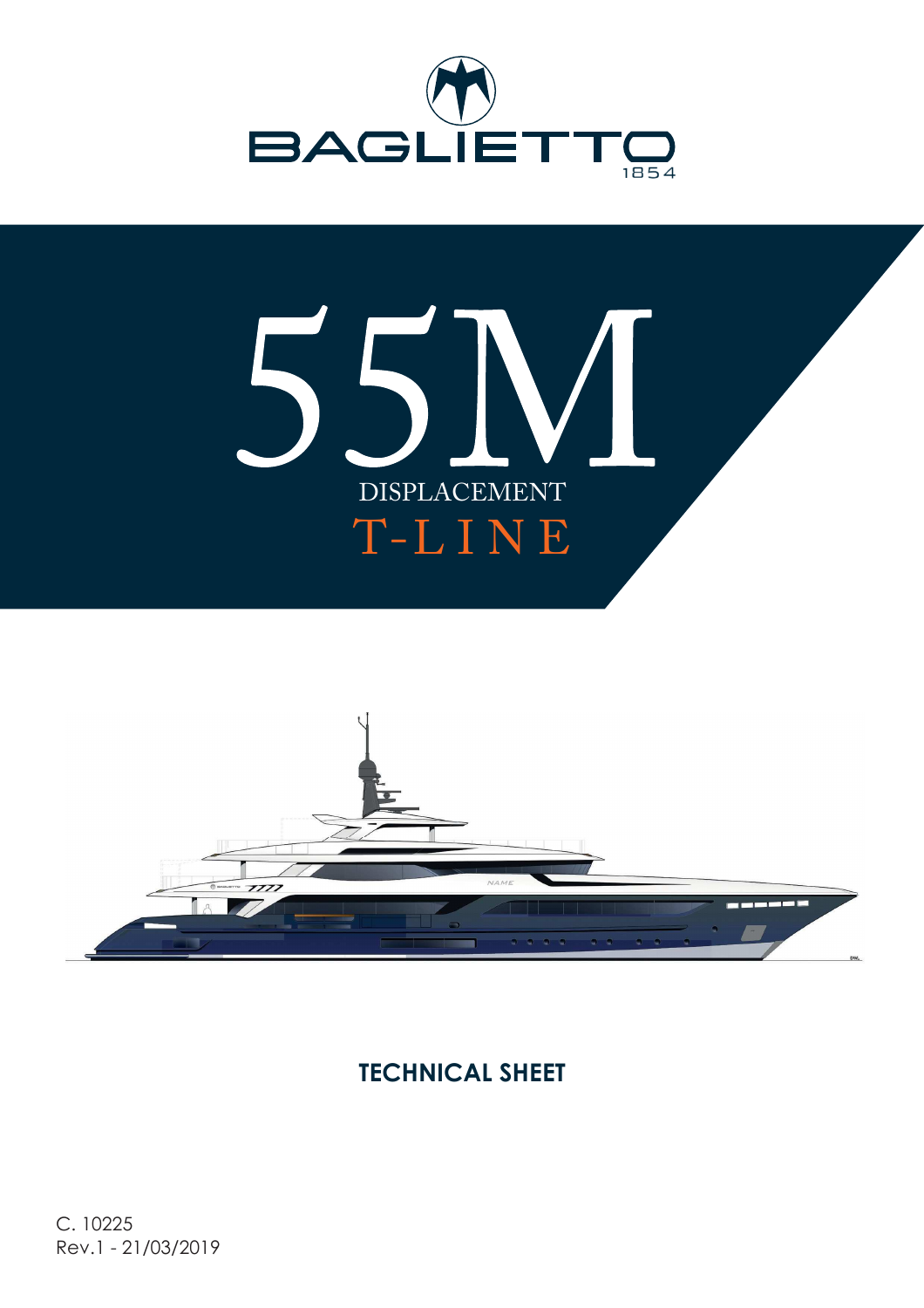BAGLIETTO
1854

# 55M

DISPLACEMENT

T-LINE

## TECHNICAL SHEET

C. 10225
Rev.1 - 21/03/2019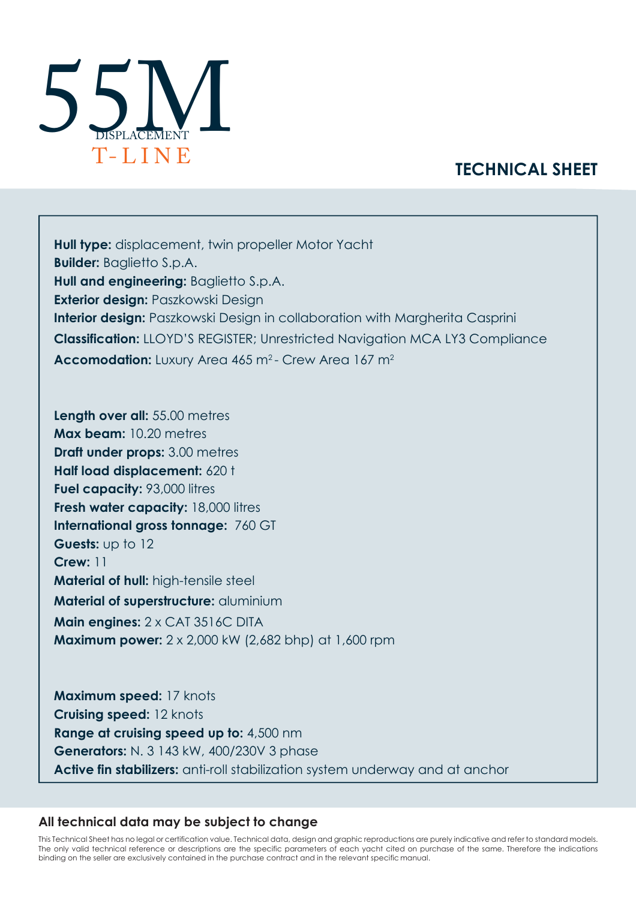# 55M

DISPLACEMENT

T-LINE

## TECHNICAL SHEET

**Hull type:** displacement, twin propeller Motor Yacht
**Builder:** Baglietto S.p.A.
**Hull and engineering:** Baglietto S.p.A.
**Exterior design:** Paszkowski Design
**Interior design:** Paszkowski Design in collaboration with Margherita Casprini
**Classification:** LLOYD'S REGISTER; Unrestricted Navigation MCA LY3 Compliance
**Accomodation:** Luxury Area 465 $m^2$ - Crew Area 167 $m^2$

**Length over all:** 55.00 metres
**Max beam:** 10.20 metres
**Draft under props:** 3.00 metres
**Half load displacement:** 620 t
**Fuel capacity:** 93,000 litres
**Fresh water capacity:** 18,000 litres
**International gross tonnage:** 760 GT
**Guests:** up to 12
**Crew:** 11
**Material of hull:** high-tensile steel
**Material of superstructure:** aluminium
**Main engines:** 2 x CAT 3516C DITA
**Maximum power:** 2 x 2,000 kW (2,682 bhp) at 1,600 rpm

**Maximum speed:** 17 knots
**Cruising speed:** 12 knots
**Range at cruising speed up to:** 4,500 nm
**Generators:** N. 3 143 kW, 400/230V 3 phase
**Active fin stabilizers:** anti-roll stabilization system underway and at anchor

### All technical data may be subject to change

This Technical Sheet has no legal or certification value. Technical data, design and graphic reproductions are purely indicative and refer to standard models. The only valid technical reference or descriptions are the specific parameters of each yacht cited on purchase of the same. Therefore the indications binding on the seller are exclusively contained in the purchase contract and in the relevant specific manual.